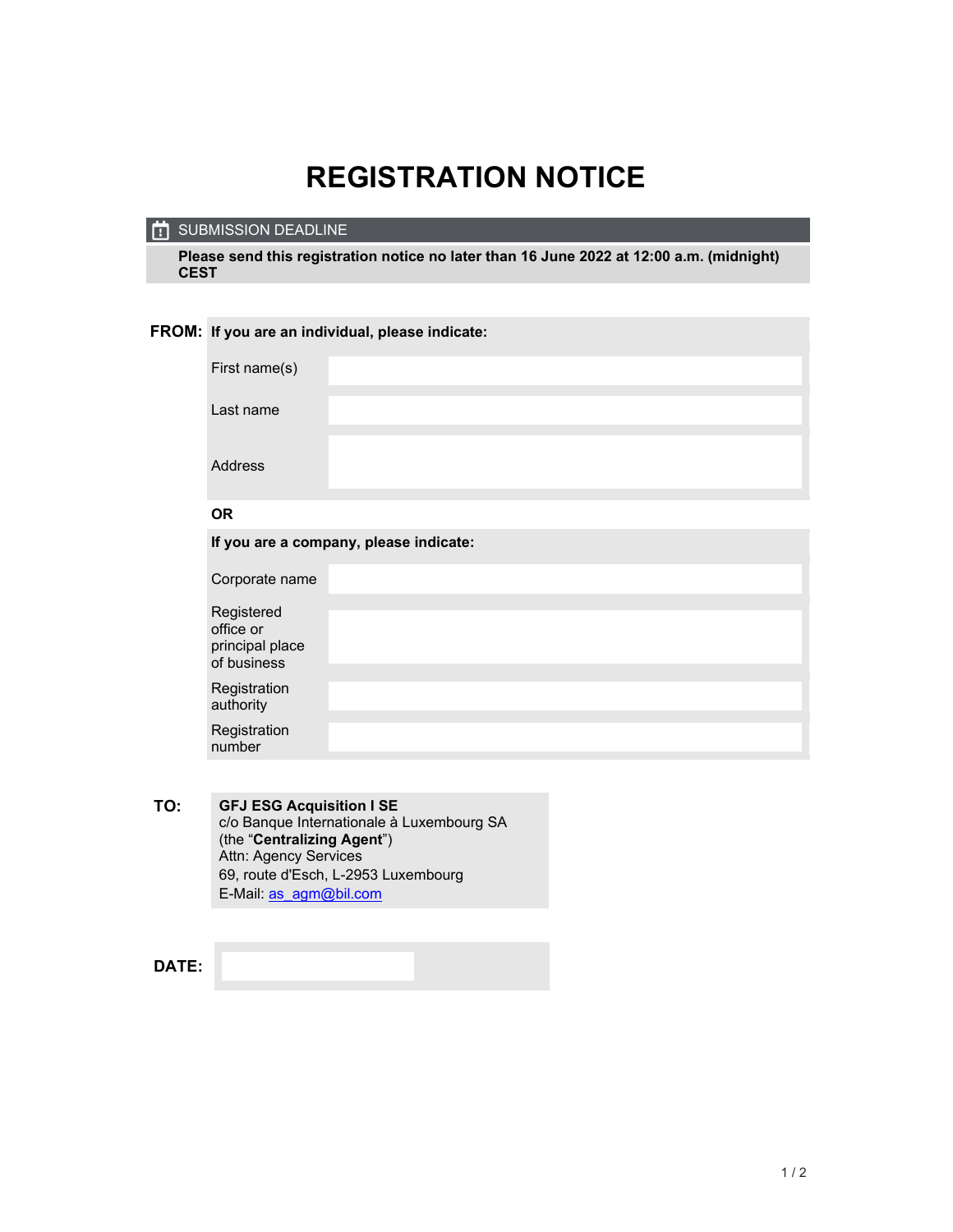# REGISTRATION NOTICE

**SUBMISSION DEADLINE**

**Please send this registration notice no later than 16 June 2022 at 12:00 a.m. (midnight) CEST**

**FROM:**

**If you are an individual, please indicate:**

| | |
|---|---|
| First name(s) | |
| Last name | |
| Address | |

**OR**

**If you are a company, please indicate:**

| | |
|---|---|
| Corporate name | |
| Registered office or principal place of business | |
| Registration authority | |
| Registration number | |

**TO:**

**GFJ ESG Acquisition I SE**
c/o Banque Internationale à Luxembourg SA
(the "**Centralizing Agent**")
Attn: Agency Services
69, route d'Esch, L-2953 Luxembourg
E-Mail: as_agm@bil.com

**DATE:**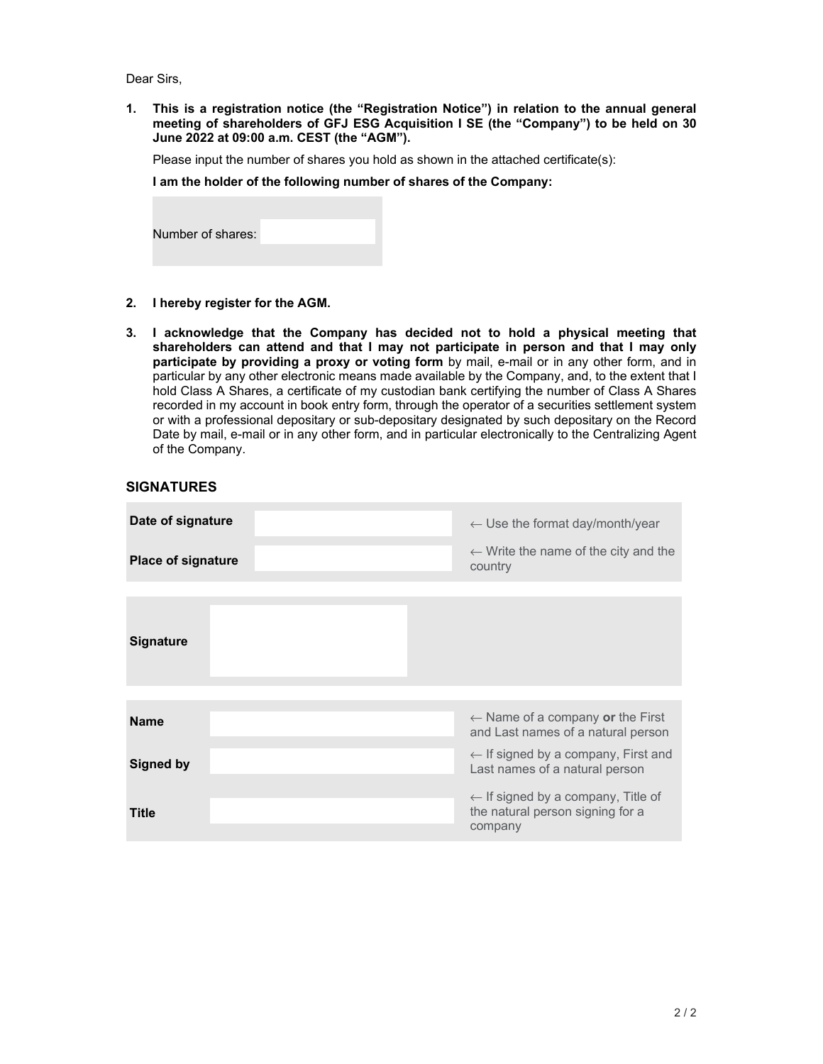Dear Sirs,

1. **This is a registration notice (the "Registration Notice") in relation to the annual general meeting of shareholders of GFJ ESG Acquisition I SE (the "Company") to be held on 30 June 2022 at 09:00 a.m. CEST (the "AGM").**

   Please input the number of shares you hold as shown in the attached certificate(s):

   **I am the holder of the following number of shares of the Company:**

| | |
|---|---|
| Number of shares: | |

2. **I hereby register for the AGM.**

3. **I acknowledge that the Company has decided not to hold a physical meeting that shareholders can attend and that I may not participate in person and that I may only participate by providing a proxy or voting form** by mail, e-mail or in any other form, and in particular by any other electronic means made available by the Company, and, to the extent that I hold Class A Shares, a certificate of my custodian bank certifying the number of Class A Shares recorded in my account in book entry form, through the operator of a securities settlement system or with a professional depositary or sub-depositary designated by such depositary on the Record Date by mail, e-mail or in any other form, and in particular electronically to the Centralizing Agent of the Company.

## SIGNATURES

| | | |
|---|---|---|
| **Date of signature** | | ← Use the format day/month/year |
| **Place of signature** | | ← Write the name of the city and the country |

| | |
|---|---|
| **Signature** | |

| | | |
|---|---|---|
| **Name** | | ← Name of a company **or** the First and Last names of a natural person |
| **Signed by** | | ← If signed by a company, First and Last names of a natural person |
| **Title** | | ← If signed by a company, Title of the natural person signing for a company |